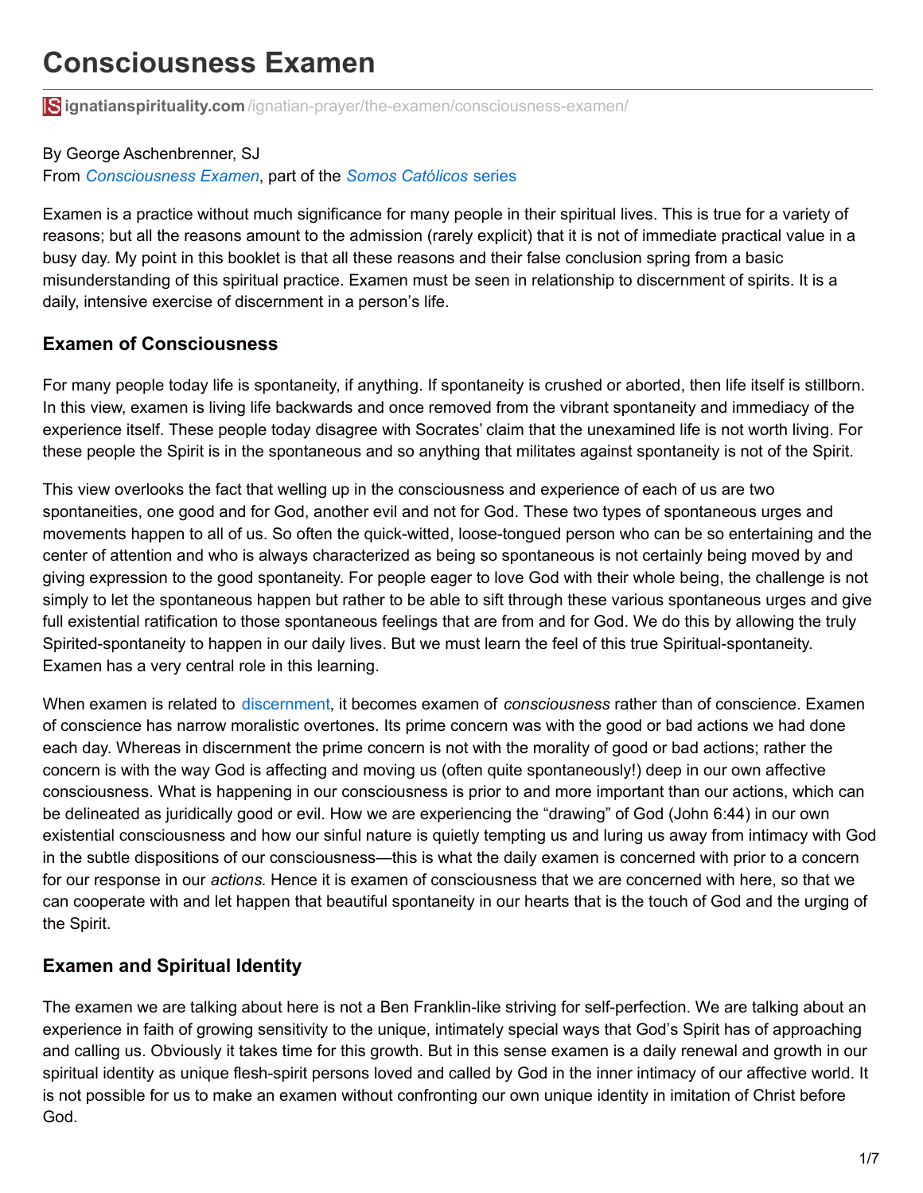# Consciousness Examen

ignatianspirituality.com/ignatian-prayer/the-examen/consciousness-examen/

By George Aschenbrenner, SJ
From *Consciousness Examen*, part of the *Somos Católicos* series

Examen is a practice without much significance for many people in their spiritual lives. This is true for a variety of reasons; but all the reasons amount to the admission (rarely explicit) that it is not of immediate practical value in a busy day. My point in this booklet is that all these reasons and their false conclusion spring from a basic misunderstanding of this spiritual practice. Examen must be seen in relationship to discernment of spirits. It is a daily, intensive exercise of discernment in a person's life.

### Examen of Consciousness

For many people today life is spontaneity, if anything. If spontaneity is crushed or aborted, then life itself is stillborn. In this view, examen is living life backwards and once removed from the vibrant spontaneity and immediacy of the experience itself. These people today disagree with Socrates' claim that the unexamined life is not worth living. For these people the Spirit is in the spontaneous and so anything that militates against spontaneity is not of the Spirit.

This view overlooks the fact that welling up in the consciousness and experience of each of us are two spontaneities, one good and for God, another evil and not for God. These two types of spontaneous urges and movements happen to all of us. So often the quick-witted, loose-tongued person who can be so entertaining and the center of attention and who is always characterized as being so spontaneous is not certainly being moved by and giving expression to the good spontaneity. For people eager to love God with their whole being, the challenge is not simply to let the spontaneous happen but rather to be able to sift through these various spontaneous urges and give full existential ratification to those spontaneous feelings that are from and for God. We do this by allowing the truly Spirited-spontaneity to happen in our daily lives. But we must learn the feel of this true Spiritual-spontaneity. Examen has a very central role in this learning.

When examen is related to discernment, it becomes examen of *consciousness* rather than of conscience. Examen of conscience has narrow moralistic overtones. Its prime concern was with the good or bad actions we had done each day. Whereas in discernment the prime concern is not with the morality of good or bad actions; rather the concern is with the way God is affecting and moving us (often quite spontaneously!) deep in our own affective consciousness. What is happening in our consciousness is prior to and more important than our actions, which can be delineated as juridically good or evil. How we are experiencing the "drawing" of God (John 6:44) in our own existential consciousness and how our sinful nature is quietly tempting us and luring us away from intimacy with God in the subtle dispositions of our consciousness—this is what the daily examen is concerned with prior to a concern for our response in our *actions*. Hence it is examen of consciousness that we are concerned with here, so that we can cooperate with and let happen that beautiful spontaneity in our hearts that is the touch of God and the urging of the Spirit.

### Examen and Spiritual Identity

The examen we are talking about here is not a Ben Franklin-like striving for self-perfection. We are talking about an experience in faith of growing sensitivity to the unique, intimately special ways that God's Spirit has of approaching and calling us. Obviously it takes time for this growth. But in this sense examen is a daily renewal and growth in our spiritual identity as unique flesh-spirit persons loved and called by God in the inner intimacy of our affective world. It is not possible for us to make an examen without confronting our own unique identity in imitation of Christ before God.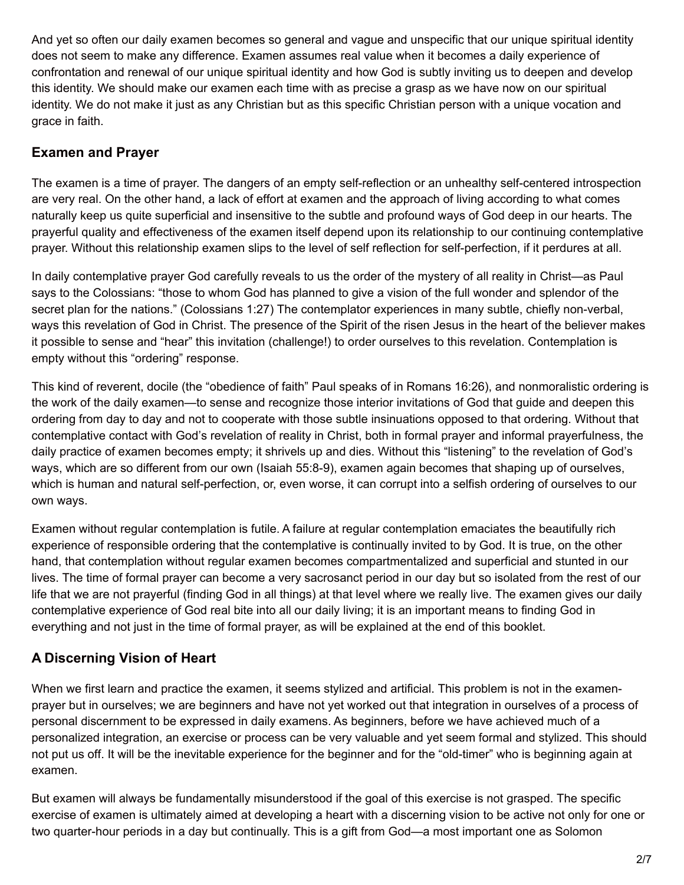And yet so often our daily examen becomes so general and vague and unspecific that our unique spiritual identity does not seem to make any difference. Examen assumes real value when it becomes a daily experience of confrontation and renewal of our unique spiritual identity and how God is subtly inviting us to deepen and develop this identity. We should make our examen each time with as precise a grasp as we have now on our spiritual identity. We do not make it just as any Christian but as this specific Christian person with a unique vocation and grace in faith.

### Examen and Prayer

The examen is a time of prayer. The dangers of an empty self-reflection or an unhealthy self-centered introspection are very real. On the other hand, a lack of effort at examen and the approach of living according to what comes naturally keep us quite superficial and insensitive to the subtle and profound ways of God deep in our hearts. The prayerful quality and effectiveness of the examen itself depend upon its relationship to our continuing contemplative prayer. Without this relationship examen slips to the level of self reflection for self-perfection, if it perdures at all.

In daily contemplative prayer God carefully reveals to us the order of the mystery of all reality in Christ—as Paul says to the Colossians: “those to whom God has planned to give a vision of the full wonder and splendor of the secret plan for the nations.” (Colossians 1:27) The contemplator experiences in many subtle, chiefly non-verbal, ways this revelation of God in Christ. The presence of the Spirit of the risen Jesus in the heart of the believer makes it possible to sense and “hear” this invitation (challenge!) to order ourselves to this revelation. Contemplation is empty without this “ordering” response.

This kind of reverent, docile (the “obedience of faith” Paul speaks of in Romans 16:26), and nonmoralistic ordering is the work of the daily examen—to sense and recognize those interior invitations of God that guide and deepen this ordering from day to day and not to cooperate with those subtle insinuations opposed to that ordering. Without that contemplative contact with God’s revelation of reality in Christ, both in formal prayer and informal prayerfulness, the daily practice of examen becomes empty; it shrivels up and dies. Without this “listening” to the revelation of God’s ways, which are so different from our own (Isaiah 55:8-9), examen again becomes that shaping up of ourselves, which is human and natural self-perfection, or, even worse, it can corrupt into a selfish ordering of ourselves to our own ways.

Examen without regular contemplation is futile. A failure at regular contemplation emaciates the beautifully rich experience of responsible ordering that the contemplative is continually invited to by God. It is true, on the other hand, that contemplation without regular examen becomes compartmentalized and superficial and stunted in our lives. The time of formal prayer can become a very sacrosanct period in our day but so isolated from the rest of our life that we are not prayerful (finding God in all things) at that level where we really live. The examen gives our daily contemplative experience of God real bite into all our daily living; it is an important means to finding God in everything and not just in the time of formal prayer, as will be explained at the end of this booklet.

### A Discerning Vision of Heart

When we first learn and practice the examen, it seems stylized and artificial. This problem is not in the examen-prayer but in ourselves; we are beginners and have not yet worked out that integration in ourselves of a process of personal discernment to be expressed in daily examens. As beginners, before we have achieved much of a personalized integration, an exercise or process can be very valuable and yet seem formal and stylized. This should not put us off. It will be the inevitable experience for the beginner and for the “old-timer” who is beginning again at examen.

But examen will always be fundamentally misunderstood if the goal of this exercise is not grasped. The specific exercise of examen is ultimately aimed at developing a heart with a discerning vision to be active not only for one or two quarter-hour periods in a day but continually. This is a gift from God—a most important one as Solomon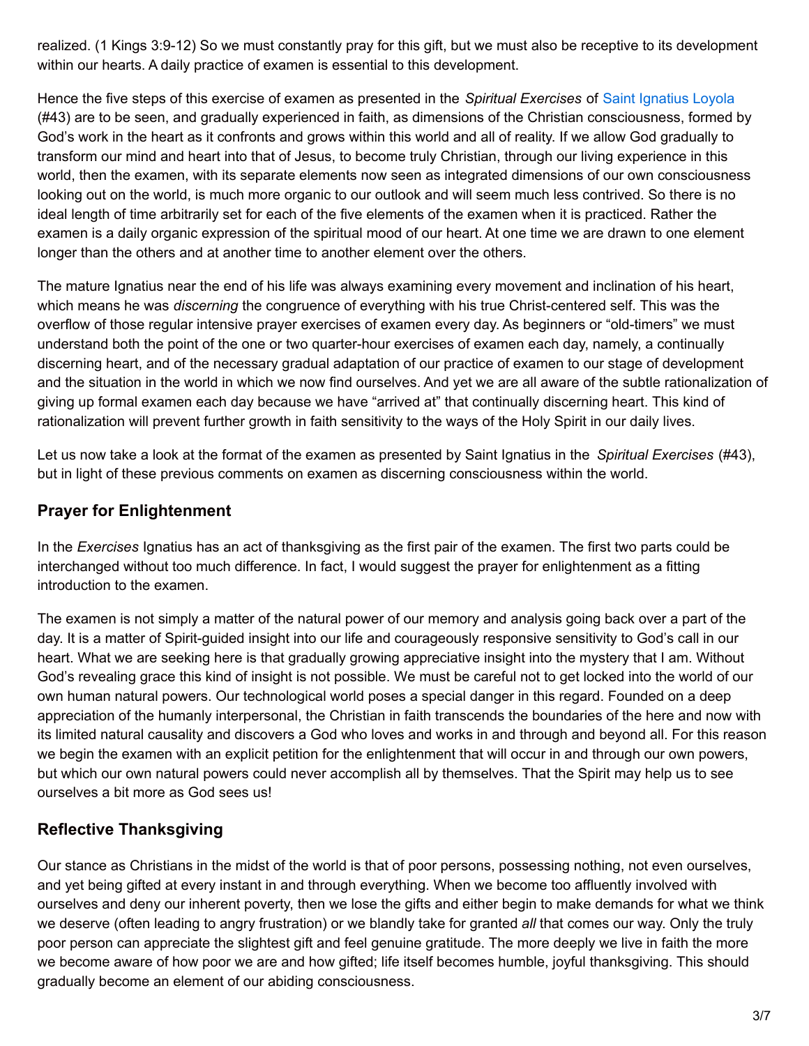realized. (1 Kings 3:9-12) So we must constantly pray for this gift, but we must also be receptive to its development within our hearts. A daily practice of examen is essential to this development.

Hence the five steps of this exercise of examen as presented in the *Spiritual Exercises* of Saint Ignatius Loyola (#43) are to be seen, and gradually experienced in faith, as dimensions of the Christian consciousness, formed by God's work in the heart as it confronts and grows within this world and all of reality. If we allow God gradually to transform our mind and heart into that of Jesus, to become truly Christian, through our living experience in this world, then the examen, with its separate elements now seen as integrated dimensions of our own consciousness looking out on the world, is much more organic to our outlook and will seem much less contrived. So there is no ideal length of time arbitrarily set for each of the five elements of the examen when it is practiced. Rather the examen is a daily organic expression of the spiritual mood of our heart. At one time we are drawn to one element longer than the others and at another time to another element over the others.

The mature Ignatius near the end of his life was always examining every movement and inclination of his heart, which means he was *discerning* the congruence of everything with his true Christ-centered self. This was the overflow of those regular intensive prayer exercises of examen every day. As beginners or "old-timers" we must understand both the point of the one or two quarter-hour exercises of examen each day, namely, a continually discerning heart, and of the necessary gradual adaptation of our practice of examen to our stage of development and the situation in the world in which we now find ourselves. And yet we are all aware of the subtle rationalization of giving up formal examen each day because we have "arrived at" that continually discerning heart. This kind of rationalization will prevent further growth in faith sensitivity to the ways of the Holy Spirit in our daily lives.

Let us now take a look at the format of the examen as presented by Saint Ignatius in the *Spiritual Exercises* (#43), but in light of these previous comments on examen as discerning consciousness within the world.

## Prayer for Enlightenment

In the *Exercises* Ignatius has an act of thanksgiving as the first pair of the examen. The first two parts could be interchanged without too much difference. In fact, I would suggest the prayer for enlightenment as a fitting introduction to the examen.

The examen is not simply a matter of the natural power of our memory and analysis going back over a part of the day. It is a matter of Spirit-guided insight into our life and courageously responsive sensitivity to God's call in our heart. What we are seeking here is that gradually growing appreciative insight into the mystery that I am. Without God's revealing grace this kind of insight is not possible. We must be careful not to get locked into the world of our own human natural powers. Our technological world poses a special danger in this regard. Founded on a deep appreciation of the humanly interpersonal, the Christian in faith transcends the boundaries of the here and now with its limited natural causality and discovers a God who loves and works in and through and beyond all. For this reason we begin the examen with an explicit petition for the enlightenment that will occur in and through our own powers, but which our own natural powers could never accomplish all by themselves. That the Spirit may help us to see ourselves a bit more as God sees us!

## Reflective Thanksgiving

Our stance as Christians in the midst of the world is that of poor persons, possessing nothing, not even ourselves, and yet being gifted at every instant in and through everything. When we become too affluently involved with ourselves and deny our inherent poverty, then we lose the gifts and either begin to make demands for what we think we deserve (often leading to angry frustration) or we blandly take for granted *all* that comes our way. Only the truly poor person can appreciate the slightest gift and feel genuine gratitude. The more deeply we live in faith the more we become aware of how poor we are and how gifted; life itself becomes humble, joyful thanksgiving. This should gradually become an element of our abiding consciousness.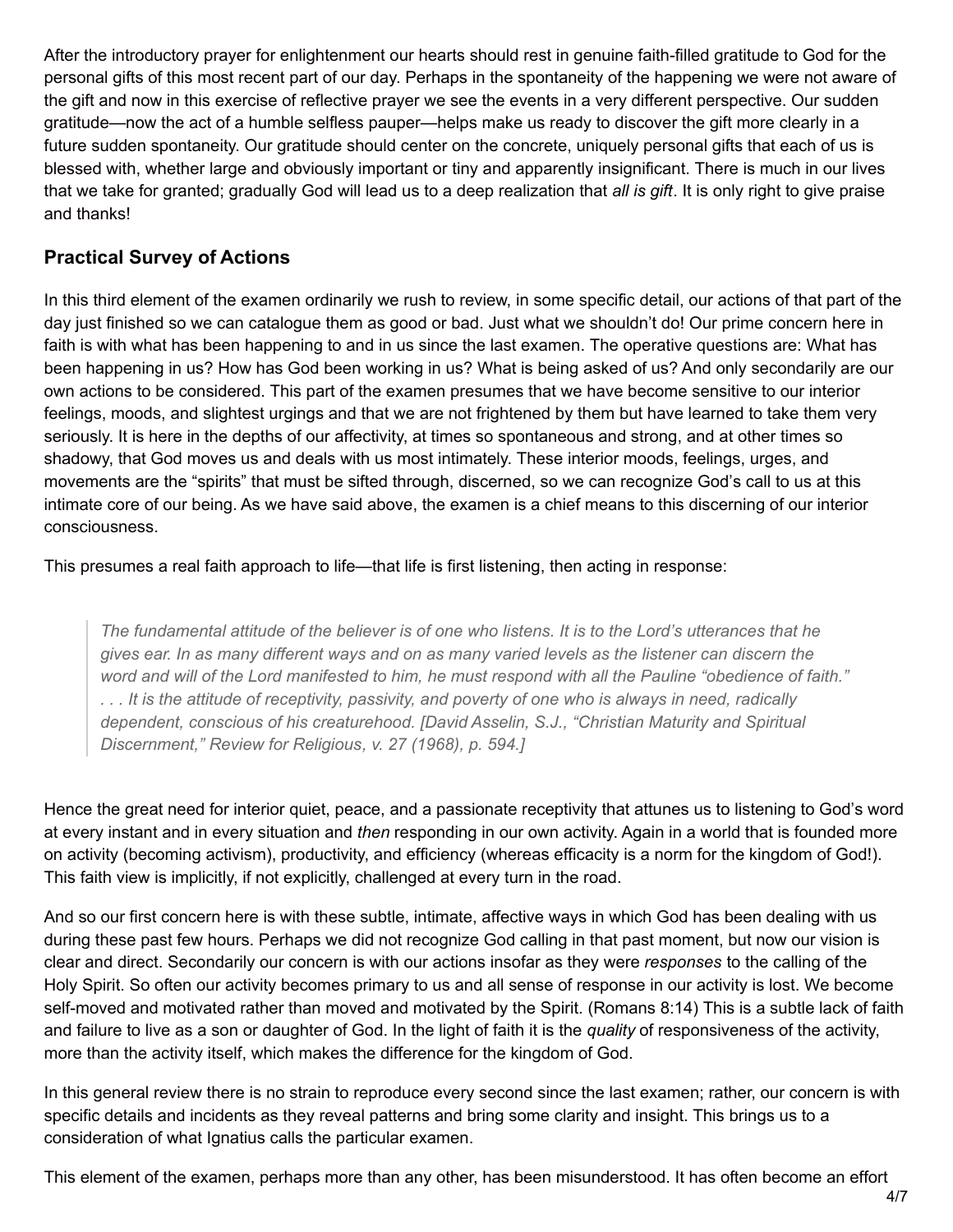After the introductory prayer for enlightenment our hearts should rest in genuine faith-filled gratitude to God for the personal gifts of this most recent part of our day. Perhaps in the spontaneity of the happening we were not aware of the gift and now in this exercise of reflective prayer we see the events in a very different perspective. Our sudden gratitude—now the act of a humble selfless pauper—helps make us ready to discover the gift more clearly in a future sudden spontaneity. Our gratitude should center on the concrete, uniquely personal gifts that each of us is blessed with, whether large and obviously important or tiny and apparently insignificant. There is much in our lives that we take for granted; gradually God will lead us to a deep realization that *all is gift*. It is only right to give praise and thanks!

### Practical Survey of Actions

In this third element of the examen ordinarily we rush to review, in some specific detail, our actions of that part of the day just finished so we can catalogue them as good or bad. Just what we shouldn't do! Our prime concern here in faith is with what has been happening to and in us since the last examen. The operative questions are: What has been happening in us? How has God been working in us? What is being asked of us? And only secondarily are our own actions to be considered. This part of the examen presumes that we have become sensitive to our interior feelings, moods, and slightest urgings and that we are not frightened by them but have learned to take them very seriously. It is here in the depths of our affectivity, at times so spontaneous and strong, and at other times so shadowy, that God moves us and deals with us most intimately. These interior moods, feelings, urges, and movements are the "spirits" that must be sifted through, discerned, so we can recognize God's call to us at this intimate core of our being. As we have said above, the examen is a chief means to this discerning of our interior consciousness.

This presumes a real faith approach to life—that life is first listening, then acting in response:

> *The fundamental attitude of the believer is of one who listens. It is to the Lord's utterances that he gives ear. In as many different ways and on as many varied levels as the listener can discern the word and will of the Lord manifested to him, he must respond with all the Pauline "obedience of faith." . . . It is the attitude of receptivity, passivity, and poverty of one who is always in need, radically dependent, conscious of his creaturehood. [David Asselin, S.J., "Christian Maturity and Spiritual Discernment," Review for Religious, v. 27 (1968), p. 594.]*

Hence the great need for interior quiet, peace, and a passionate receptivity that attunes us to listening to God's word at every instant and in every situation and *then* responding in our own activity. Again in a world that is founded more on activity (becoming activism), productivity, and efficiency (whereas efficacity is a norm for the kingdom of God!). This faith view is implicitly, if not explicitly, challenged at every turn in the road.

And so our first concern here is with these subtle, intimate, affective ways in which God has been dealing with us during these past few hours. Perhaps we did not recognize God calling in that past moment, but now our vision is clear and direct. Secondarily our concern is with our actions insofar as they were *responses* to the calling of the Holy Spirit. So often our activity becomes primary to us and all sense of response in our activity is lost. We become self-moved and motivated rather than moved and motivated by the Spirit. (Romans 8:14) This is a subtle lack of faith and failure to live as a son or daughter of God. In the light of faith it is the *quality* of responsiveness of the activity, more than the activity itself, which makes the difference for the kingdom of God.

In this general review there is no strain to reproduce every second since the last examen; rather, our concern is with specific details and incidents as they reveal patterns and bring some clarity and insight. This brings us to a consideration of what Ignatius calls the particular examen.

This element of the examen, perhaps more than any other, has been misunderstood. It has often become an effort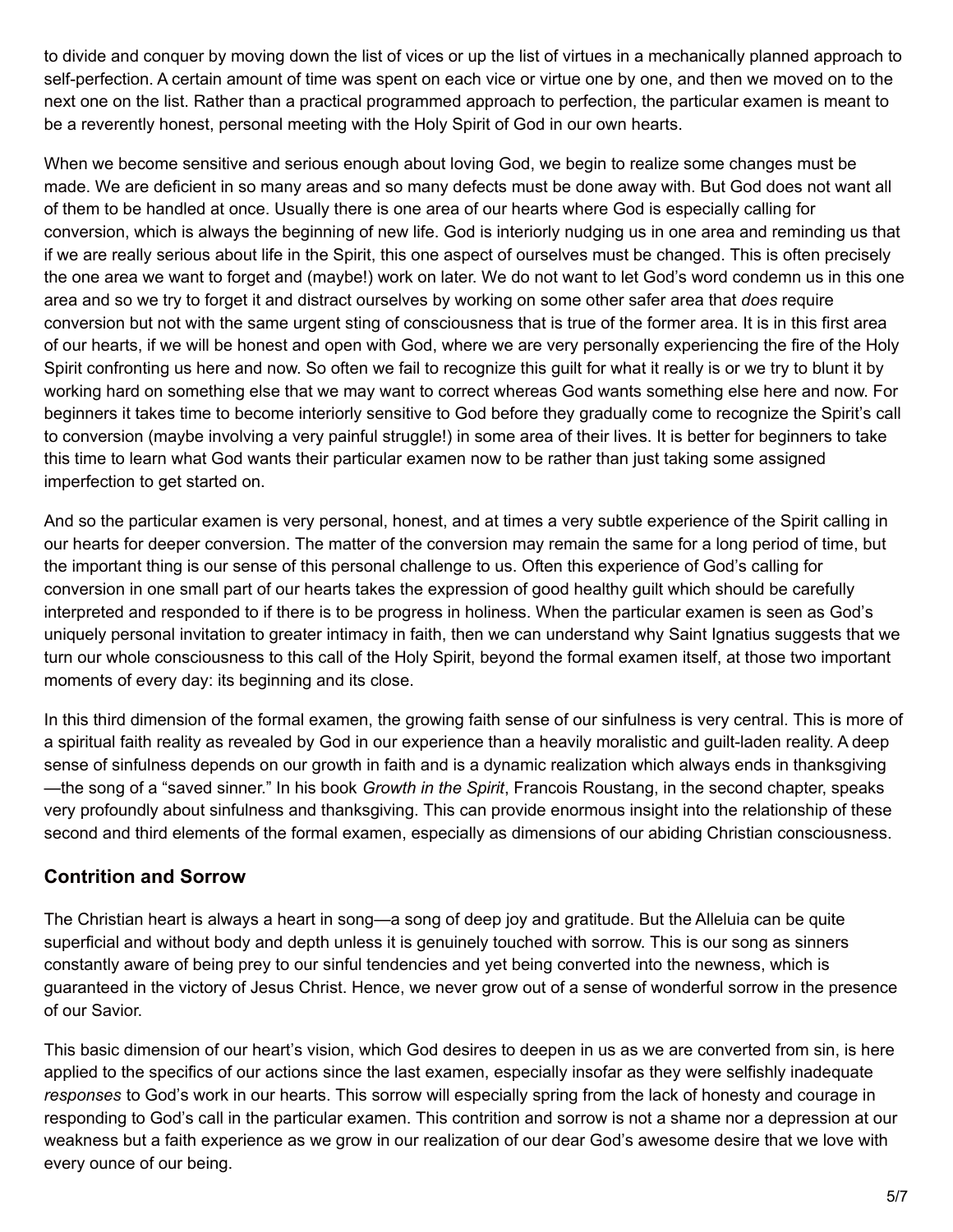to divide and conquer by moving down the list of vices or up the list of virtues in a mechanically planned approach to self-perfection. A certain amount of time was spent on each vice or virtue one by one, and then we moved on to the next one on the list. Rather than a practical programmed approach to perfection, the particular examen is meant to be a reverently honest, personal meeting with the Holy Spirit of God in our own hearts.

When we become sensitive and serious enough about loving God, we begin to realize some changes must be made. We are deficient in so many areas and so many defects must be done away with. But God does not want all of them to be handled at once. Usually there is one area of our hearts where God is especially calling for conversion, which is always the beginning of new life. God is interiorly nudging us in one area and reminding us that if we are really serious about life in the Spirit, this one aspect of ourselves must be changed. This is often precisely the one area we want to forget and (maybe!) work on later. We do not want to let God's word condemn us in this one area and so we try to forget it and distract ourselves by working on some other safer area that *does* require conversion but not with the same urgent sting of consciousness that is true of the former area. It is in this first area of our hearts, if we will be honest and open with God, where we are very personally experiencing the fire of the Holy Spirit confronting us here and now. So often we fail to recognize this guilt for what it really is or we try to blunt it by working hard on something else that we may want to correct whereas God wants something else here and now. For beginners it takes time to become interiorly sensitive to God before they gradually come to recognize the Spirit's call to conversion (maybe involving a very painful struggle!) in some area of their lives. It is better for beginners to take this time to learn what God wants their particular examen now to be rather than just taking some assigned imperfection to get started on.

And so the particular examen is very personal, honest, and at times a very subtle experience of the Spirit calling in our hearts for deeper conversion. The matter of the conversion may remain the same for a long period of time, but the important thing is our sense of this personal challenge to us. Often this experience of God's calling for conversion in one small part of our hearts takes the expression of good healthy guilt which should be carefully interpreted and responded to if there is to be progress in holiness. When the particular examen is seen as God's uniquely personal invitation to greater intimacy in faith, then we can understand why Saint Ignatius suggests that we turn our whole consciousness to this call of the Holy Spirit, beyond the formal examen itself, at those two important moments of every day: its beginning and its close.

In this third dimension of the formal examen, the growing faith sense of our sinfulness is very central. This is more of a spiritual faith reality as revealed by God in our experience than a heavily moralistic and guilt-laden reality. A deep sense of sinfulness depends on our growth in faith and is a dynamic realization which always ends in thanksgiving —the song of a "saved sinner." In his book *Growth in the Spirit*, Francois Roustang, in the second chapter, speaks very profoundly about sinfulness and thanksgiving. This can provide enormous insight into the relationship of these second and third elements of the formal examen, especially as dimensions of our abiding Christian consciousness.

## Contrition and Sorrow

The Christian heart is always a heart in song—a song of deep joy and gratitude. But the Alleluia can be quite superficial and without body and depth unless it is genuinely touched with sorrow. This is our song as sinners constantly aware of being prey to our sinful tendencies and yet being converted into the newness, which is guaranteed in the victory of Jesus Christ. Hence, we never grow out of a sense of wonderful sorrow in the presence of our Savior.

This basic dimension of our heart's vision, which God desires to deepen in us as we are converted from sin, is here applied to the specifics of our actions since the last examen, especially insofar as they were selfishly inadequate *responses* to God's work in our hearts. This sorrow will especially spring from the lack of honesty and courage in responding to God's call in the particular examen. This contrition and sorrow is not a shame nor a depression at our weakness but a faith experience as we grow in our realization of our dear God's awesome desire that we love with every ounce of our being.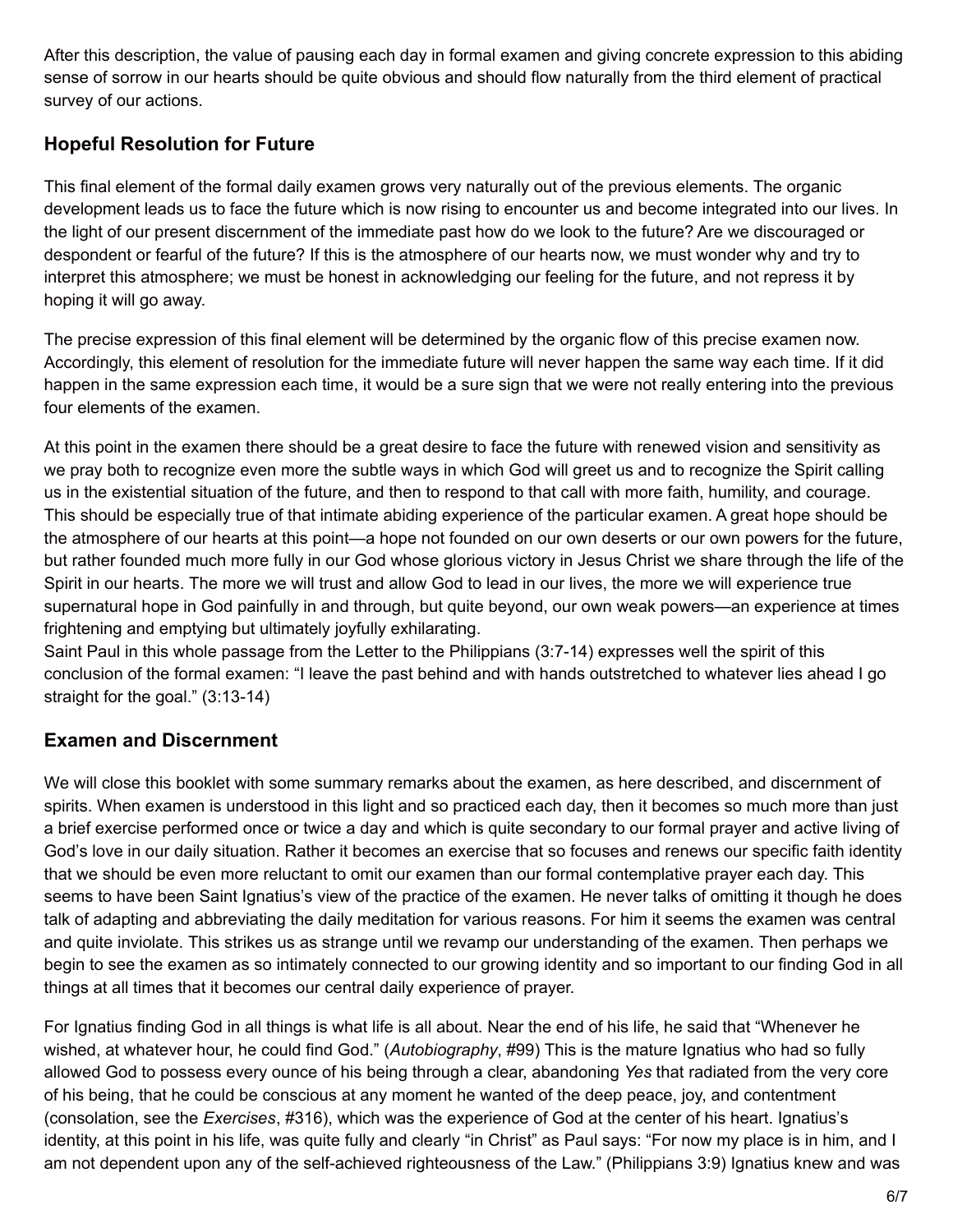After this description, the value of pausing each day in formal examen and giving concrete expression to this abiding sense of sorrow in our hearts should be quite obvious and should flow naturally from the third element of practical survey of our actions.

### Hopeful Resolution for Future

This final element of the formal daily examen grows very naturally out of the previous elements. The organic development leads us to face the future which is now rising to encounter us and become integrated into our lives. In the light of our present discernment of the immediate past how do we look to the future? Are we discouraged or despondent or fearful of the future? If this is the atmosphere of our hearts now, we must wonder why and try to interpret this atmosphere; we must be honest in acknowledging our feeling for the future, and not repress it by hoping it will go away.

The precise expression of this final element will be determined by the organic flow of this precise examen now. Accordingly, this element of resolution for the immediate future will never happen the same way each time. If it did happen in the same expression each time, it would be a sure sign that we were not really entering into the previous four elements of the examen.

At this point in the examen there should be a great desire to face the future with renewed vision and sensitivity as we pray both to recognize even more the subtle ways in which God will greet us and to recognize the Spirit calling us in the existential situation of the future, and then to respond to that call with more faith, humility, and courage. This should be especially true of that intimate abiding experience of the particular examen. A great hope should be the atmosphere of our hearts at this point—a hope not founded on our own deserts or our own powers for the future, but rather founded much more fully in our God whose glorious victory in Jesus Christ we share through the life of the Spirit in our hearts. The more we will trust and allow God to lead in our lives, the more we will experience true supernatural hope in God painfully in and through, but quite beyond, our own weak powers—an experience at times frightening and emptying but ultimately joyfully exhilarating.
Saint Paul in this whole passage from the Letter to the Philippians (3:7-14) expresses well the spirit of this conclusion of the formal examen: "I leave the past behind and with hands outstretched to whatever lies ahead I go straight for the goal." (3:13-14)

### Examen and Discernment

We will close this booklet with some summary remarks about the examen, as here described, and discernment of spirits. When examen is understood in this light and so practiced each day, then it becomes so much more than just a brief exercise performed once or twice a day and which is quite secondary to our formal prayer and active living of God's love in our daily situation. Rather it becomes an exercise that so focuses and renews our specific faith identity that we should be even more reluctant to omit our examen than our formal contemplative prayer each day. This seems to have been Saint Ignatius's view of the practice of the examen. He never talks of omitting it though he does talk of adapting and abbreviating the daily meditation for various reasons. For him it seems the examen was central and quite inviolate. This strikes us as strange until we revamp our understanding of the examen. Then perhaps we begin to see the examen as so intimately connected to our growing identity and so important to our finding God in all things at all times that it becomes our central daily experience of prayer.

For Ignatius finding God in all things is what life is all about. Near the end of his life, he said that "Whenever he wished, at whatever hour, he could find God." (*Autobiography*, #99) This is the mature Ignatius who had so fully allowed God to possess every ounce of his being through a clear, abandoning *Yes* that radiated from the very core of his being, that he could be conscious at any moment he wanted of the deep peace, joy, and contentment (consolation, see the *Exercises*, #316), which was the experience of God at the center of his heart. Ignatius's identity, at this point in his life, was quite fully and clearly "in Christ" as Paul says: "For now my place is in him, and I am not dependent upon any of the self-achieved righteousness of the Law." (Philippians 3:9) Ignatius knew and was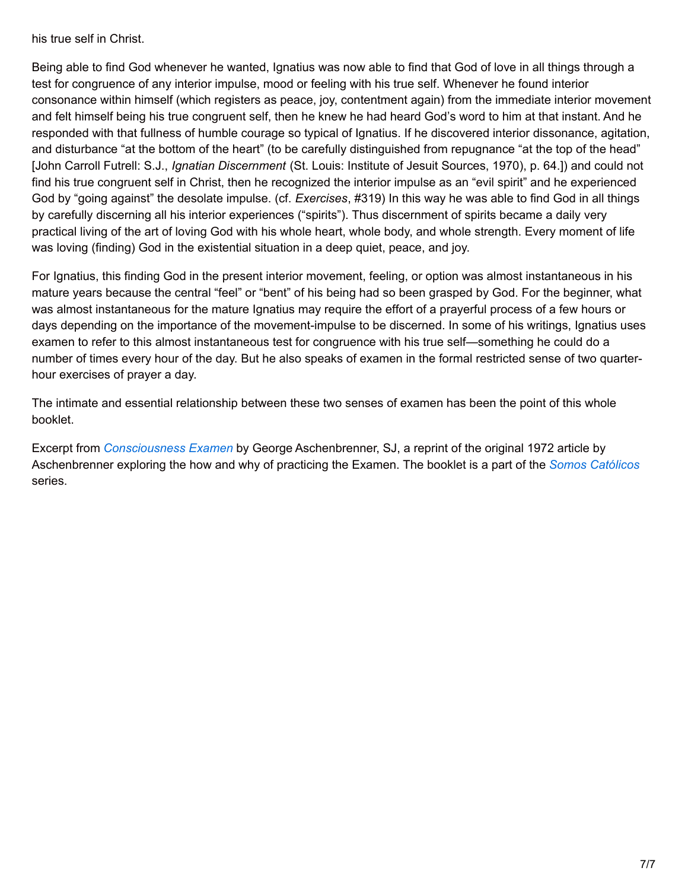his true self in Christ.

Being able to find God whenever he wanted, Ignatius was now able to find that God of love in all things through a test for congruence of any interior impulse, mood or feeling with his true self. Whenever he found interior consonance within himself (which registers as peace, joy, contentment again) from the immediate interior movement and felt himself being his true congruent self, then he knew he had heard God's word to him at that instant. And he responded with that fullness of humble courage so typical of Ignatius. If he discovered interior dissonance, agitation, and disturbance "at the bottom of the heart" (to be carefully distinguished from repugnance "at the top of the head" [John Carroll Futrell: S.J., *Ignatian Discernment* (St. Louis: Institute of Jesuit Sources, 1970), p. 64.]) and could not find his true congruent self in Christ, then he recognized the interior impulse as an "evil spirit" and he experienced God by "going against" the desolate impulse. (cf. *Exercises*, #319) In this way he was able to find God in all things by carefully discerning all his interior experiences ("spirits"). Thus discernment of spirits became a daily very practical living of the art of loving God with his whole heart, whole body, and whole strength. Every moment of life was loving (finding) God in the existential situation in a deep quiet, peace, and joy.

For Ignatius, this finding God in the present interior movement, feeling, or option was almost instantaneous in his mature years because the central "feel" or "bent" of his being had so been grasped by God. For the beginner, what was almost instantaneous for the mature Ignatius may require the effort of a prayerful process of a few hours or days depending on the importance of the movement-impulse to be discerned. In some of his writings, Ignatius uses examen to refer to this almost instantaneous test for congruence with his true self—something he could do a number of times every hour of the day. But he also speaks of examen in the formal restricted sense of two quarter-hour exercises of prayer a day.

The intimate and essential relationship between these two senses of examen has been the point of this whole booklet.

Excerpt from *Consciousness Examen* by George Aschenbrenner, SJ, a reprint of the original 1972 article by Aschenbrenner exploring the how and why of practicing the Examen. The booklet is a part of the *Somos Católicos* series.